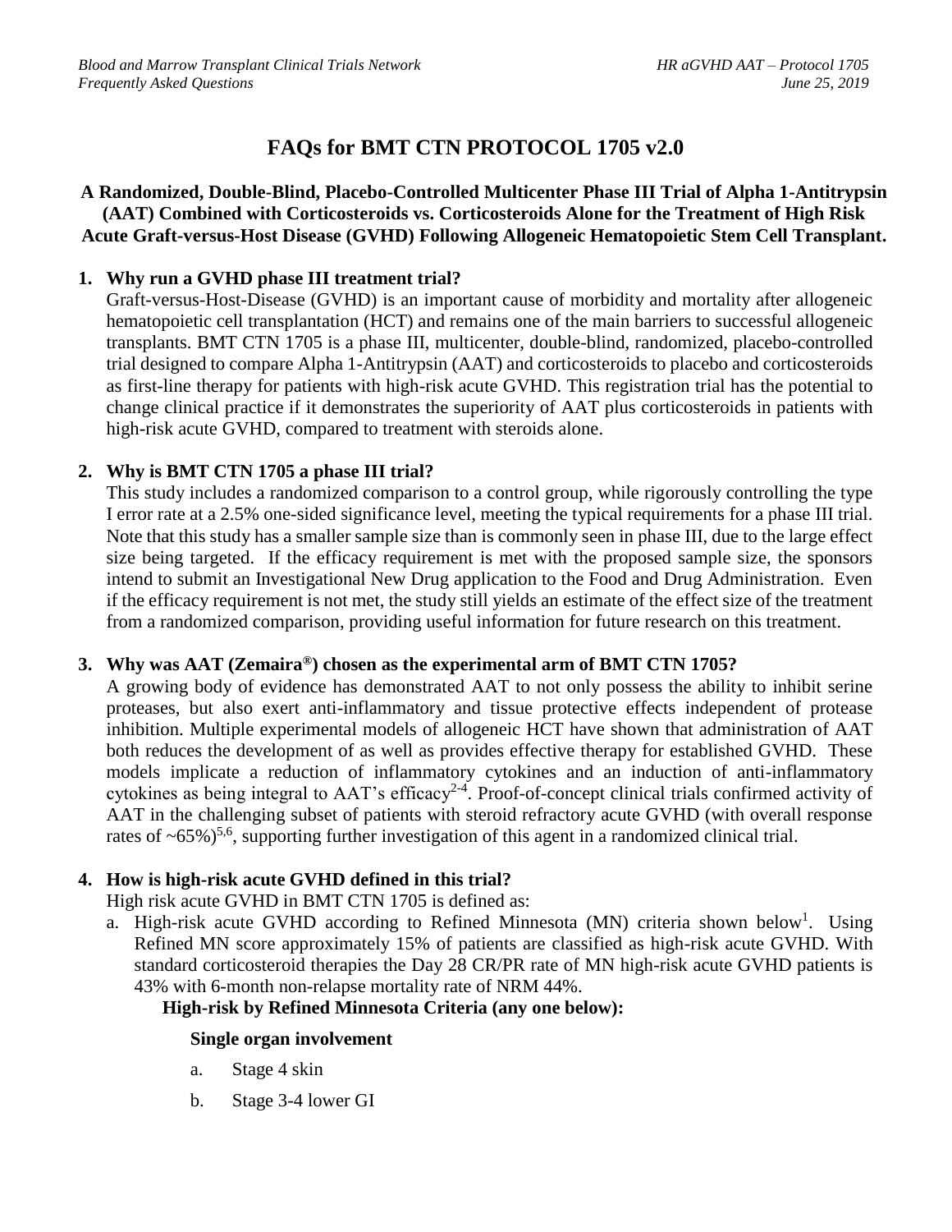# FAQs for BMT CTN PROTOCOL 1705 v2.0

**A Randomized, Double-Blind, Placebo-Controlled Multicenter Phase III Trial of Alpha 1-Antitrypsin (AAT) Combined with Corticosteroids vs. Corticosteroids Alone for the Treatment of High Risk Acute Graft-versus-Host Disease (GVHD) Following Allogeneic Hematopoietic Stem Cell Transplant.**

1. **Why run a GVHD phase III treatment trial?**
   Graft-versus-Host-Disease (GVHD) is an important cause of morbidity and mortality after allogeneic hematopoietic cell transplantation (HCT) and remains one of the main barriers to successful allogeneic transplants. BMT CTN 1705 is a phase III, multicenter, double-blind, randomized, placebo-controlled trial designed to compare Alpha 1-Antitrypsin (AAT) and corticosteroids to placebo and corticosteroids as first-line therapy for patients with high-risk acute GVHD. This registration trial has the potential to change clinical practice if it demonstrates the superiority of AAT plus corticosteroids in patients with high-risk acute GVHD, compared to treatment with steroids alone.

2. **Why is BMT CTN 1705 a phase III trial?**
   This study includes a randomized comparison to a control group, while rigorously controlling the type I error rate at a 2.5% one-sided significance level, meeting the typical requirements for a phase III trial. Note that this study has a smaller sample size than is commonly seen in phase III, due to the large effect size being targeted. If the efficacy requirement is met with the proposed sample size, the sponsors intend to submit an Investigational New Drug application to the Food and Drug Administration. Even if the efficacy requirement is not met, the study still yields an estimate of the effect size of the treatment from a randomized comparison, providing useful information for future research on this treatment.

3. **Why was AAT (Zemaira®) chosen as the experimental arm of BMT CTN 1705?**
   A growing body of evidence has demonstrated AAT to not only possess the ability to inhibit serine proteases, but also exert anti-inflammatory and tissue protective effects independent of protease inhibition. Multiple experimental models of allogeneic HCT have shown that administration of AAT both reduces the development of as well as provides effective therapy for established GVHD. These models implicate a reduction of inflammatory cytokines and an induction of anti-inflammatory cytokines as being integral to AAT's efficacy[2-4]. Proof-of-concept clinical trials confirmed activity of AAT in the challenging subset of patients with steroid refractory acute GVHD (with overall response rates of ~65%)[5,6], supporting further investigation of this agent in a randomized clinical trial.

4. **How is high-risk acute GVHD defined in this trial?**
   High risk acute GVHD in BMT CTN 1705 is defined as:
   a. High-risk acute GVHD according to Refined Minnesota (MN) criteria shown below[1]. Using Refined MN score approximately 15% of patients are classified as high-risk acute GVHD. With standard corticosteroid therapies the Day 28 CR/PR rate of MN high-risk acute GVHD patients is 43% with 6-month non-relapse mortality rate of NRM 44%.

   **High-risk by Refined Minnesota Criteria (any one below):**

   **Single organ involvement**

   a. Stage 4 skin
   b. Stage 3-4 lower GI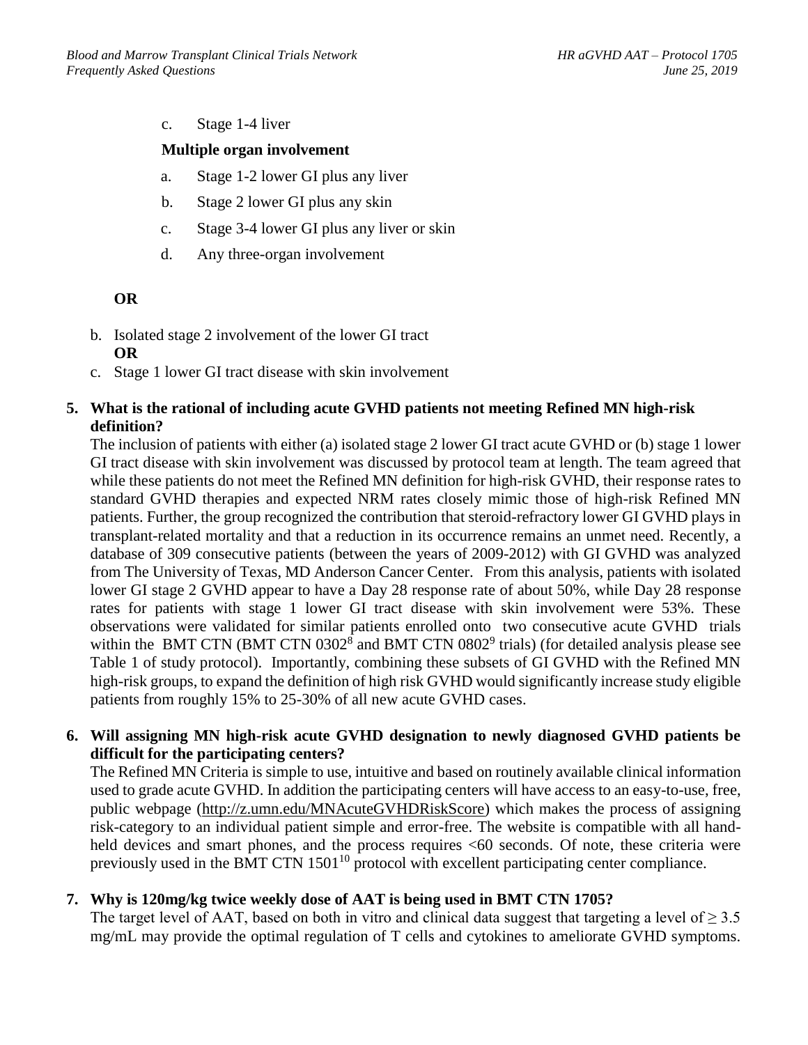c. Stage 1-4 liver

**Multiple organ involvement**

a. Stage 1-2 lower GI plus any liver

b. Stage 2 lower GI plus any skin

c. Stage 3-4 lower GI plus any liver or skin

d. Any three-organ involvement

**OR**

b. Isolated stage 2 involvement of the lower GI tract
**OR**

c. Stage 1 lower GI tract disease with skin involvement

**5. What is the rational of including acute GVHD patients not meeting Refined MN high-risk definition?**

The inclusion of patients with either (a) isolated stage 2 lower GI tract acute GVHD or (b) stage 1 lower GI tract disease with skin involvement was discussed by protocol team at length. The team agreed that while these patients do not meet the Refined MN definition for high-risk GVHD, their response rates to standard GVHD therapies and expected NRM rates closely mimic those of high-risk Refined MN patients. Further, the group recognized the contribution that steroid-refractory lower GI GVHD plays in transplant-related mortality and that a reduction in its occurrence remains an unmet need. Recently, a database of 309 consecutive patients (between the years of 2009-2012) with GI GVHD was analyzed from The University of Texas, MD Anderson Cancer Center. From this analysis, patients with isolated lower GI stage 2 GVHD appear to have a Day 28 response rate of about 50%, while Day 28 response rates for patients with stage 1 lower GI tract disease with skin involvement were 53%. These observations were validated for similar patients enrolled onto two consecutive acute GVHD trials within the BMT CTN (BMT CTN 0302[8] and BMT CTN 0802[9] trials) (for detailed analysis please see Table 1 of study protocol). Importantly, combining these subsets of GI GVHD with the Refined MN high-risk groups, to expand the definition of high risk GVHD would significantly increase study eligible patients from roughly 15% to 25-30% of all new acute GVHD cases.

**6. Will assigning MN high-risk acute GVHD designation to newly diagnosed GVHD patients be difficult for the participating centers?**

The Refined MN Criteria is simple to use, intuitive and based on routinely available clinical information used to grade acute GVHD. In addition the participating centers will have access to an easy-to-use, free, public webpage (http://z.umn.edu/MNAcuteGVHDRiskScore) which makes the process of assigning risk-category to an individual patient simple and error-free. The website is compatible with all hand-held devices and smart phones, and the process requires <60 seconds. Of note, these criteria were previously used in the BMT CTN 1501[10] protocol with excellent participating center compliance.

**7. Why is 120mg/kg twice weekly dose of AAT is being used in BMT CTN 1705?**

The target level of AAT, based on both in vitro and clinical data suggest that targeting a level of $\geq 3.5$ mg/mL may provide the optimal regulation of T cells and cytokines to ameliorate GVHD symptoms.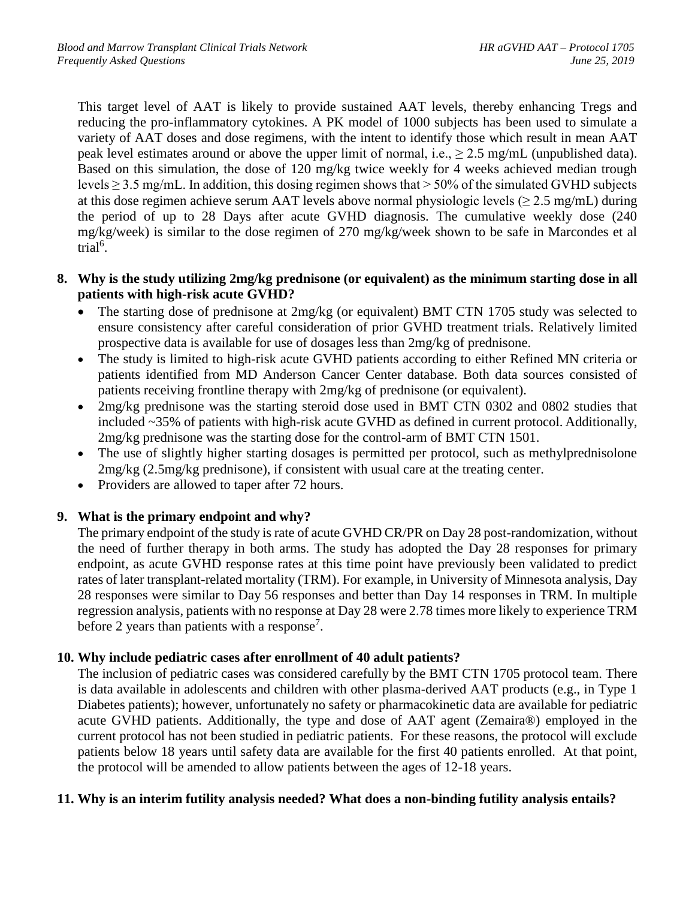This target level of AAT is likely to provide sustained AAT levels, thereby enhancing Tregs and reducing the pro-inflammatory cytokines. A PK model of 1000 subjects has been used to simulate a variety of AAT doses and dose regimens, with the intent to identify those which result in mean AAT peak level estimates around or above the upper limit of normal, i.e., ≥ 2.5 mg/mL (unpublished data). Based on this simulation, the dose of 120 mg/kg twice weekly for 4 weeks achieved median trough levels ≥ 3.5 mg/mL. In addition, this dosing regimen shows that > 50% of the simulated GVHD subjects at this dose regimen achieve serum AAT levels above normal physiologic levels (≥ 2.5 mg/mL) during the period of up to 28 Days after acute GVHD diagnosis. The cumulative weekly dose (240 mg/kg/week) is similar to the dose regimen of 270 mg/kg/week shown to be safe in Marcondes et al trial[6].

**8. Why is the study utilizing 2mg/kg prednisone (or equivalent) as the minimum starting dose in all patients with high-risk acute GVHD?**

- The starting dose of prednisone at 2mg/kg (or equivalent) BMT CTN 1705 study was selected to ensure consistency after careful consideration of prior GVHD treatment trials. Relatively limited prospective data is available for use of dosages less than 2mg/kg of prednisone.
- The study is limited to high-risk acute GVHD patients according to either Refined MN criteria or patients identified from MD Anderson Cancer Center database. Both data sources consisted of patients receiving frontline therapy with 2mg/kg of prednisone (or equivalent).
- 2mg/kg prednisone was the starting steroid dose used in BMT CTN 0302 and 0802 studies that included ~35% of patients with high-risk acute GVHD as defined in current protocol. Additionally, 2mg/kg prednisone was the starting dose for the control-arm of BMT CTN 1501.
- The use of slightly higher starting dosages is permitted per protocol, such as methylprednisolone 2mg/kg (2.5mg/kg prednisone), if consistent with usual care at the treating center.
- Providers are allowed to taper after 72 hours.

**9. What is the primary endpoint and why?**

The primary endpoint of the study is rate of acute GVHD CR/PR on Day 28 post-randomization, without the need of further therapy in both arms. The study has adopted the Day 28 responses for primary endpoint, as acute GVHD response rates at this time point have previously been validated to predict rates of later transplant-related mortality (TRM). For example, in University of Minnesota analysis, Day 28 responses were similar to Day 56 responses and better than Day 14 responses in TRM. In multiple regression analysis, patients with no response at Day 28 were 2.78 times more likely to experience TRM before 2 years than patients with a response[7].

**10. Why include pediatric cases after enrollment of 40 adult patients?**

The inclusion of pediatric cases was considered carefully by the BMT CTN 1705 protocol team. There is data available in adolescents and children with other plasma-derived AAT products (e.g., in Type 1 Diabetes patients); however, unfortunately no safety or pharmacokinetic data are available for pediatric acute GVHD patients. Additionally, the type and dose of AAT agent (Zemaira®) employed in the current protocol has not been studied in pediatric patients. For these reasons, the protocol will exclude patients below 18 years until safety data are available for the first 40 patients enrolled. At that point, the protocol will be amended to allow patients between the ages of 12-18 years.

**11. Why is an interim futility analysis needed? What does a non-binding futility analysis entails?**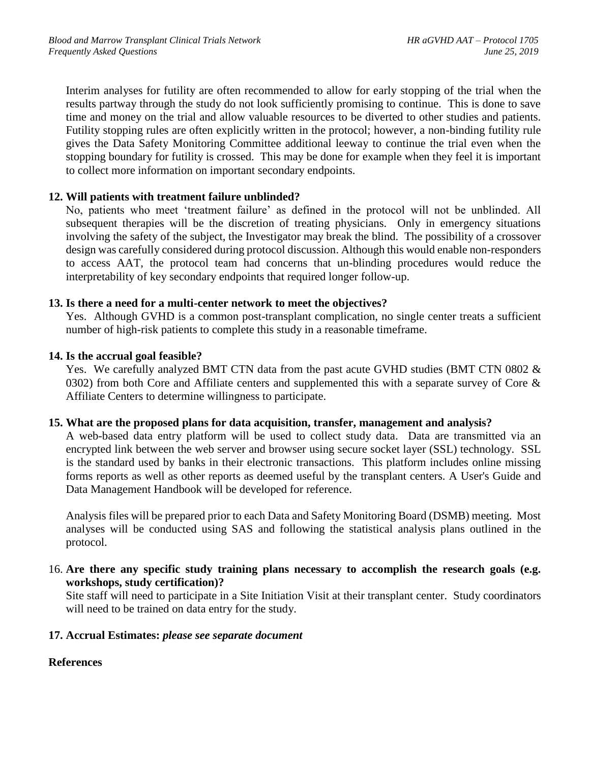Interim analyses for futility are often recommended to allow for early stopping of the trial when the results partway through the study do not look sufficiently promising to continue. This is done to save time and money on the trial and allow valuable resources to be diverted to other studies and patients. Futility stopping rules are often explicitly written in the protocol; however, a non-binding futility rule gives the Data Safety Monitoring Committee additional leeway to continue the trial even when the stopping boundary for futility is crossed. This may be done for example when they feel it is important to collect more information on important secondary endpoints.

**12. Will patients with treatment failure unblinded?**

No, patients who meet 'treatment failure' as defined in the protocol will not be unblinded. All subsequent therapies will be the discretion of treating physicians. Only in emergency situations involving the safety of the subject, the Investigator may break the blind. The possibility of a crossover design was carefully considered during protocol discussion. Although this would enable non-responders to access AAT, the protocol team had concerns that un-blinding procedures would reduce the interpretability of key secondary endpoints that required longer follow-up.

**13. Is there a need for a multi-center network to meet the objectives?**

Yes. Although GVHD is a common post-transplant complication, no single center treats a sufficient number of high-risk patients to complete this study in a reasonable timeframe.

**14. Is the accrual goal feasible?**

Yes. We carefully analyzed BMT CTN data from the past acute GVHD studies (BMT CTN 0802 & 0302) from both Core and Affiliate centers and supplemented this with a separate survey of Core & Affiliate Centers to determine willingness to participate.

**15. What are the proposed plans for data acquisition, transfer, management and analysis?**

A web-based data entry platform will be used to collect study data. Data are transmitted via an encrypted link between the web server and browser using secure socket layer (SSL) technology. SSL is the standard used by banks in their electronic transactions. This platform includes online missing forms reports as well as other reports as deemed useful by the transplant centers. A User's Guide and Data Management Handbook will be developed for reference.

Analysis files will be prepared prior to each Data and Safety Monitoring Board (DSMB) meeting. Most analyses will be conducted using SAS and following the statistical analysis plans outlined in the protocol.

16. **Are there any specific study training plans necessary to accomplish the research goals (e.g. workshops, study certification)?**

Site staff will need to participate in a Site Initiation Visit at their transplant center. Study coordinators will need to be trained on data entry for the study.

**17. Accrual Estimates:** *please see separate document*

**References**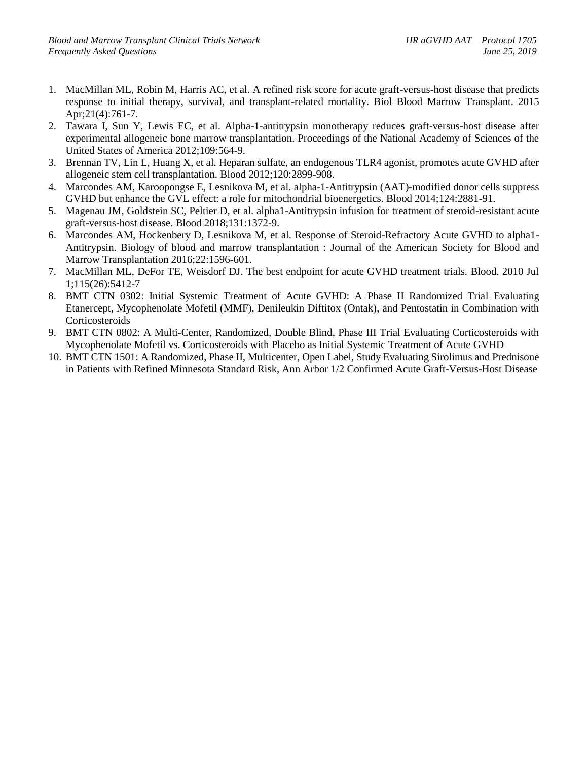1. MacMillan ML, Robin M, Harris AC, et al. A refined risk score for acute graft-versus-host disease that predicts response to initial therapy, survival, and transplant-related mortality. Biol Blood Marrow Transplant. 2015 Apr;21(4):761-7.
2. Tawara I, Sun Y, Lewis EC, et al. Alpha-1-antitrypsin monotherapy reduces graft-versus-host disease after experimental allogeneic bone marrow transplantation. Proceedings of the National Academy of Sciences of the United States of America 2012;109:564-9.
3. Brennan TV, Lin L, Huang X, et al. Heparan sulfate, an endogenous TLR4 agonist, promotes acute GVHD after allogeneic stem cell transplantation. Blood 2012;120:2899-908.
4. Marcondes AM, Karoopongse E, Lesnikova M, et al. alpha-1-Antitrypsin (AAT)-modified donor cells suppress GVHD but enhance the GVL effect: a role for mitochondrial bioenergetics. Blood 2014;124:2881-91.
5. Magenau JM, Goldstein SC, Peltier D, et al. alpha1-Antitrypsin infusion for treatment of steroid-resistant acute graft-versus-host disease. Blood 2018;131:1372-9.
6. Marcondes AM, Hockenbery D, Lesnikova M, et al. Response of Steroid-Refractory Acute GVHD to alpha1-Antitrypsin. Biology of blood and marrow transplantation : Journal of the American Society for Blood and Marrow Transplantation 2016;22:1596-601.
7. MacMillan ML, DeFor TE, Weisdorf DJ. The best endpoint for acute GVHD treatment trials. Blood. 2010 Jul 1;115(26):5412-7
8. BMT CTN 0302: Initial Systemic Treatment of Acute GVHD: A Phase II Randomized Trial Evaluating Etanercept, Mycophenolate Mofetil (MMF), Denileukin Diftitox (Ontak), and Pentostatin in Combination with Corticosteroids
9. BMT CTN 0802: A Multi-Center, Randomized, Double Blind, Phase III Trial Evaluating Corticosteroids with Mycophenolate Mofetil vs. Corticosteroids with Placebo as Initial Systemic Treatment of Acute GVHD
10. BMT CTN 1501: A Randomized, Phase II, Multicenter, Open Label, Study Evaluating Sirolimus and Prednisone in Patients with Refined Minnesota Standard Risk, Ann Arbor 1/2 Confirmed Acute Graft-Versus-Host Disease